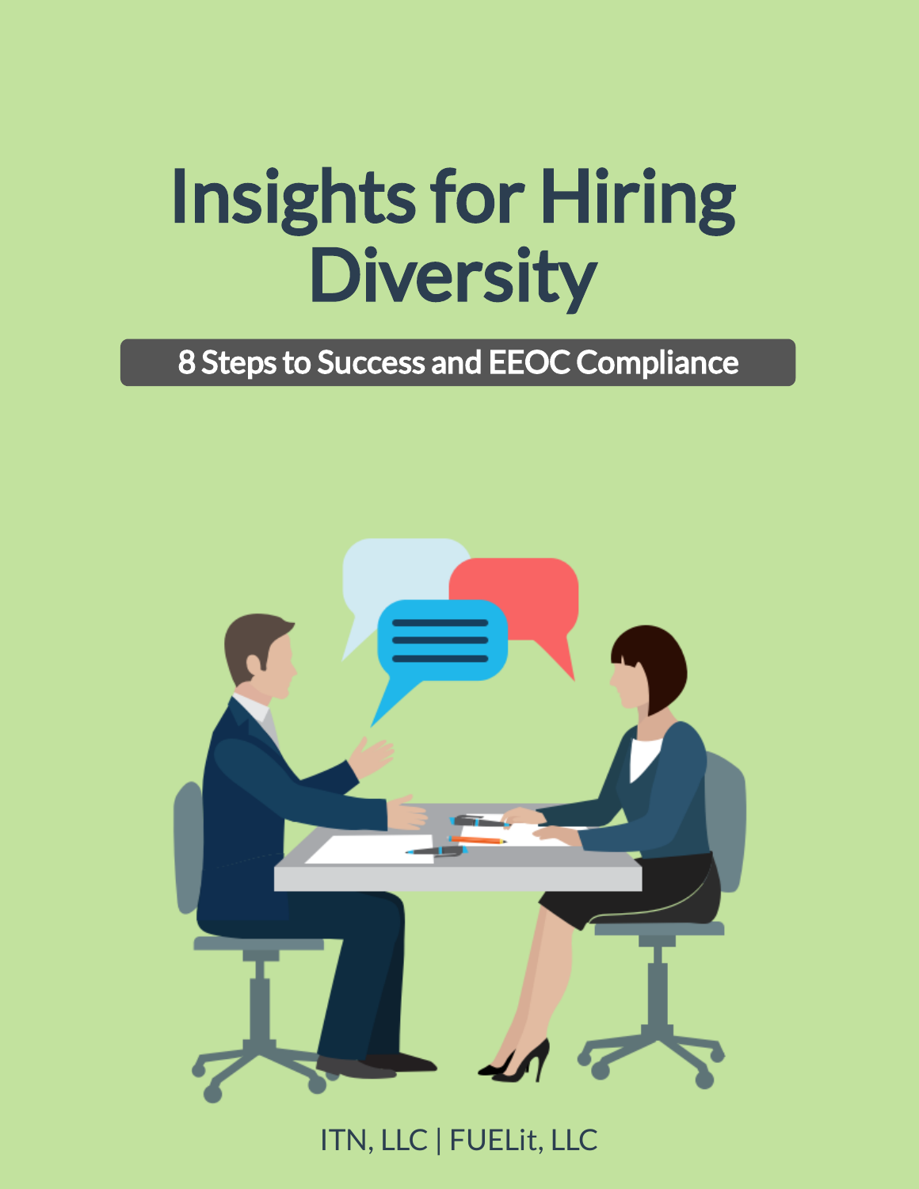# Insights for Hiring Diversity

**8 Steps to Success and EEOC Compliance**

ITN, LLC | FUELit, LLC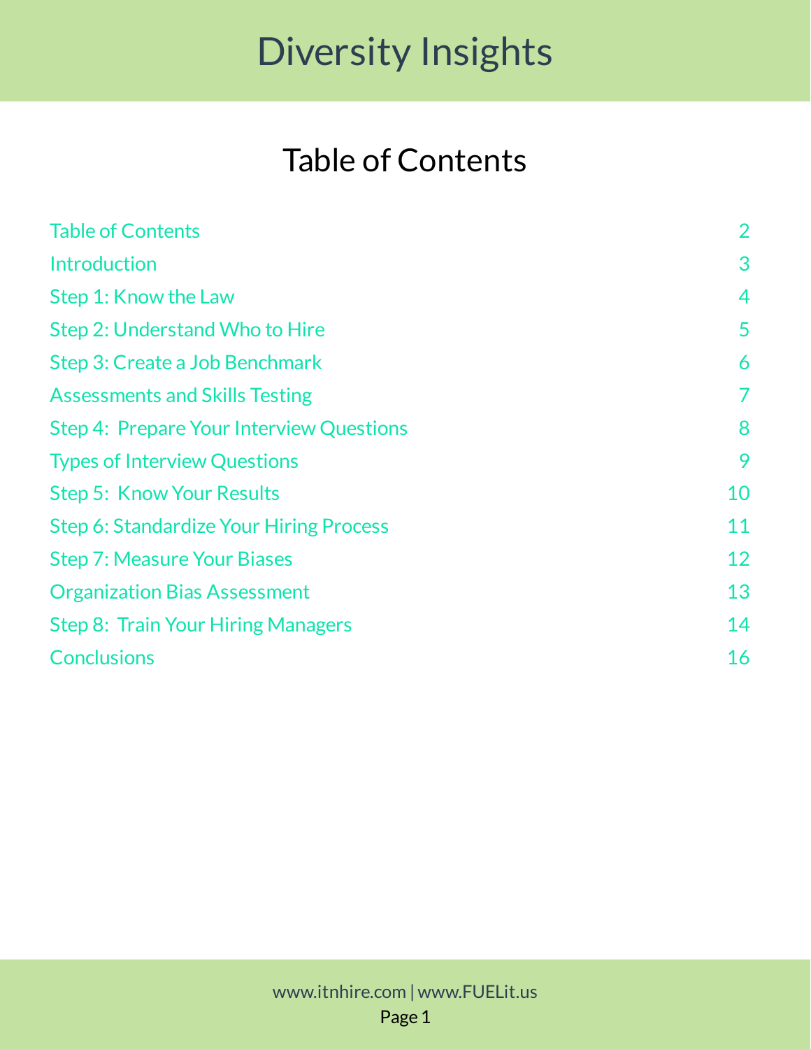# Diversity Insights

## Table of Contents

| | |
|---|---|
| Table of Contents | 2 |
| Introduction | 3 |
| Step 1: Know the Law | 4 |
| Step 2: Understand Who to Hire | 5 |
| Step 3: Create a Job Benchmark | 6 |
| Assessments and Skills Testing | 7 |
| Step 4: Prepare Your Interview Questions | 8 |
| Types of Interview Questions | 9 |
| Step 5: Know Your Results | 10 |
| Step 6: Standardize Your Hiring Process | 11 |
| Step 7: Measure Your Biases | 12 |
| Organization Bias Assessment | 13 |
| Step 8: Train Your Hiring Managers | 14 |
| Conclusions | 16 |

www.itnhire.com | www.FUELit.us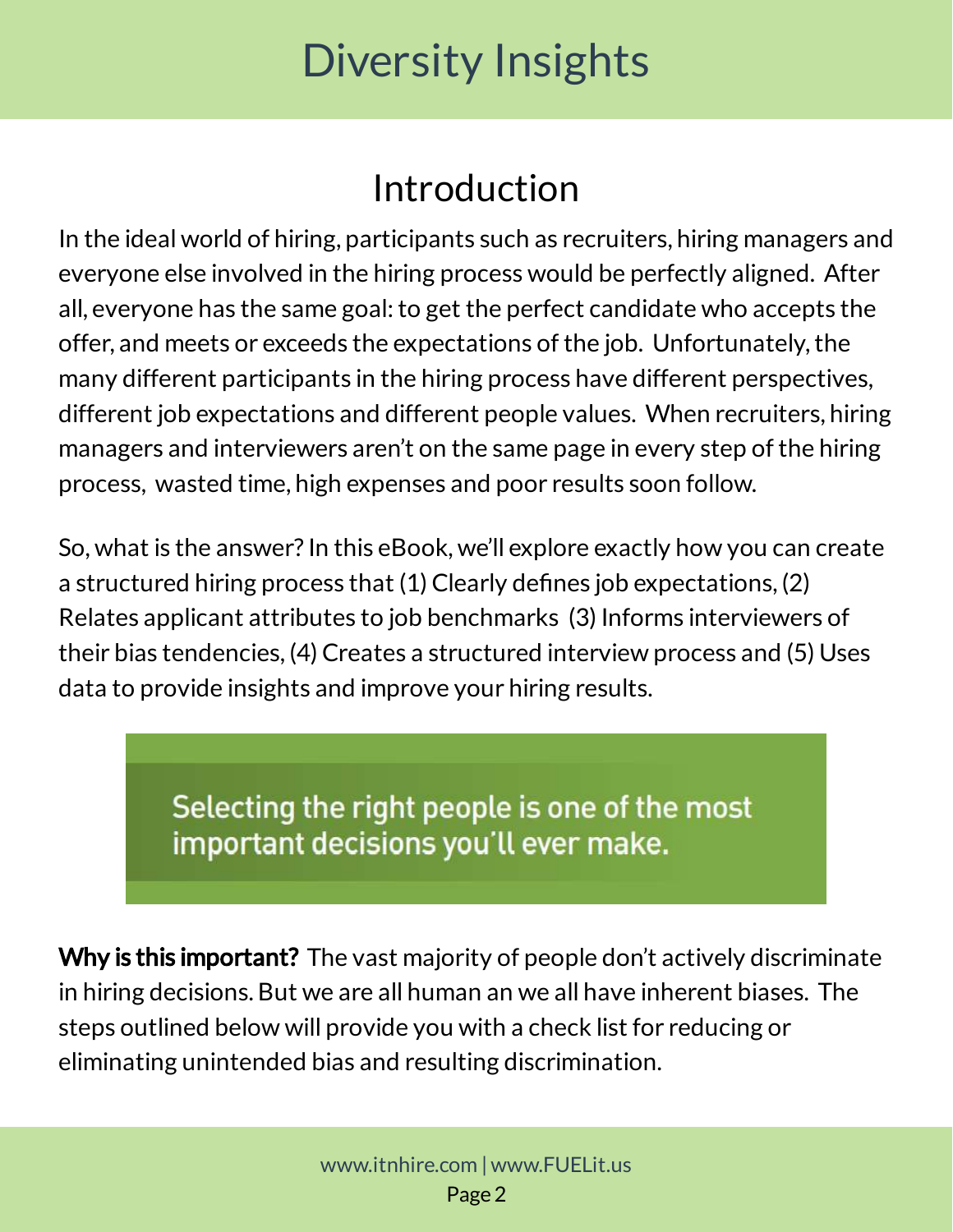# Diversity Insights

## Introduction

In the ideal world of hiring, participants such as recruiters, hiring managers and everyone else involved in the hiring process would be perfectly aligned. After all, everyone has the same goal: to get the perfect candidate who accepts the offer, and meets or exceeds the expectations of the job. Unfortunately, the many different participants in the hiring process have different perspectives, different job expectations and different people values. When recruiters, hiring managers and interviewers aren't on the same page in every step of the hiring process, wasted time, high expenses and poor results soon follow.

So, what is the answer? In this eBook, we'll explore exactly how you can create a structured hiring process that (1) Clearly defines job expectations, (2) Relates applicant attributes to job benchmarks (3) Informs interviewers of their bias tendencies, (4) Creates a structured interview process and (5) Uses data to provide insights and improve your hiring results.

> Selecting the right people is one of the most important decisions you'll ever make.

**Why is this important?** The vast majority of people don't actively discriminate in hiring decisions. But we are all human an we all have inherent biases. The steps outlined below will provide you with a check list for reducing or eliminating unintended bias and resulting discrimination.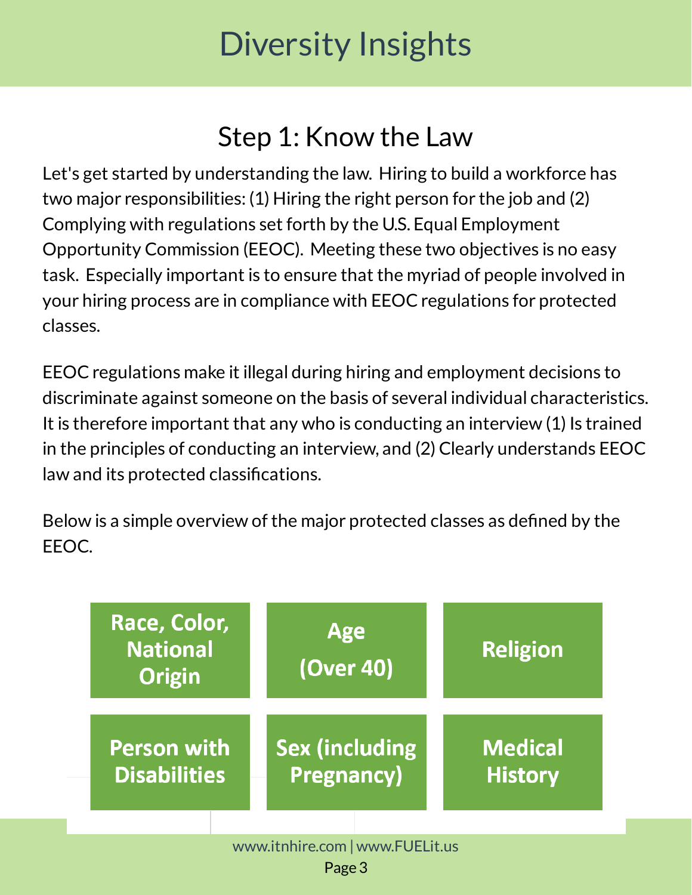# Diversity Insights

## Step 1: Know the Law

Let's get started by understanding the law. Hiring to build a workforce has two major responsibilities: (1) Hiring the right person for the job and (2) Complying with regulations set forth by the U.S. Equal Employment Opportunity Commission (EEOC). Meeting these two objectives is no easy task. Especially important is to ensure that the myriad of people involved in your hiring process are in compliance with EEOC regulations for protected classes.

EEOC regulations make it illegal during hiring and employment decisions to discriminate against someone on the basis of several individual characteristics. It is therefore important that any who is conducting an interview (1) Is trained in the principles of conducting an interview, and (2) Clearly understands EEOC law and its protected classifications.

Below is a simple overview of the major protected classes as defined by the EEOC.

| | | |
|---|---|---|
| **Race, Color, National Origin** | **Age (Over 40)** | **Religion** |
| **Person with Disabilities** | **Sex (including Pregnancy)** | **Medical History** |

www.itnhire.com | www.FUELit.us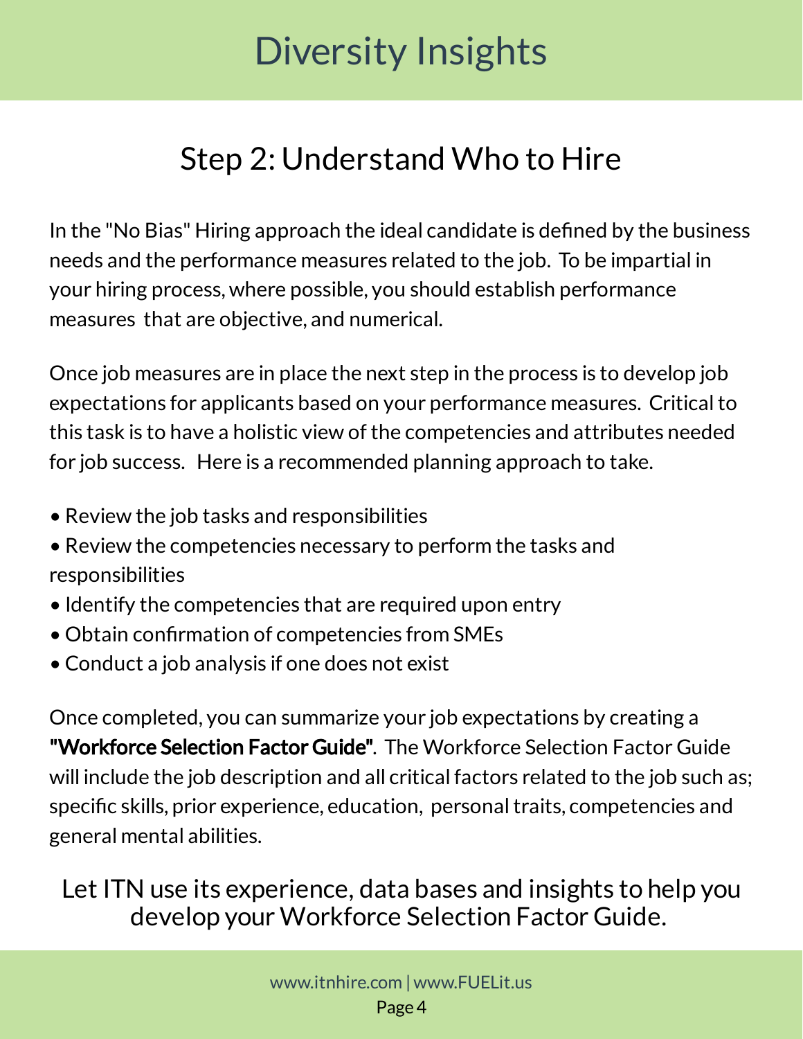# Diversity Insights

## Step 2: Understand Who to Hire

In the "No Bias" Hiring approach the ideal candidate is defined by the business needs and the performance measures related to the job. To be impartial in your hiring process, where possible, you should establish performance measures that are objective, and numerical.

Once job measures are in place the next step in the process is to develop job expectations for applicants based on your performance measures. Critical to this task is to have a holistic view of the competencies and attributes needed for job success. Here is a recommended planning approach to take.

- Review the job tasks and responsibilities
- Review the competencies necessary to perform the tasks and responsibilities
- Identify the competencies that are required upon entry
- Obtain confirmation of competencies from SMEs
- Conduct a job analysis if one does not exist

Once completed, you can summarize your job expectations by creating a **"Workforce Selection Factor Guide"**. The Workforce Selection Factor Guide will include the job description and all critical factors related to the job such as; specific skills, prior experience, education, personal traits, competencies and general mental abilities.

Let ITN use its experience, data bases and insights to help you develop your Workforce Selection Factor Guide.

www.itnhire.com | www.FUELit.us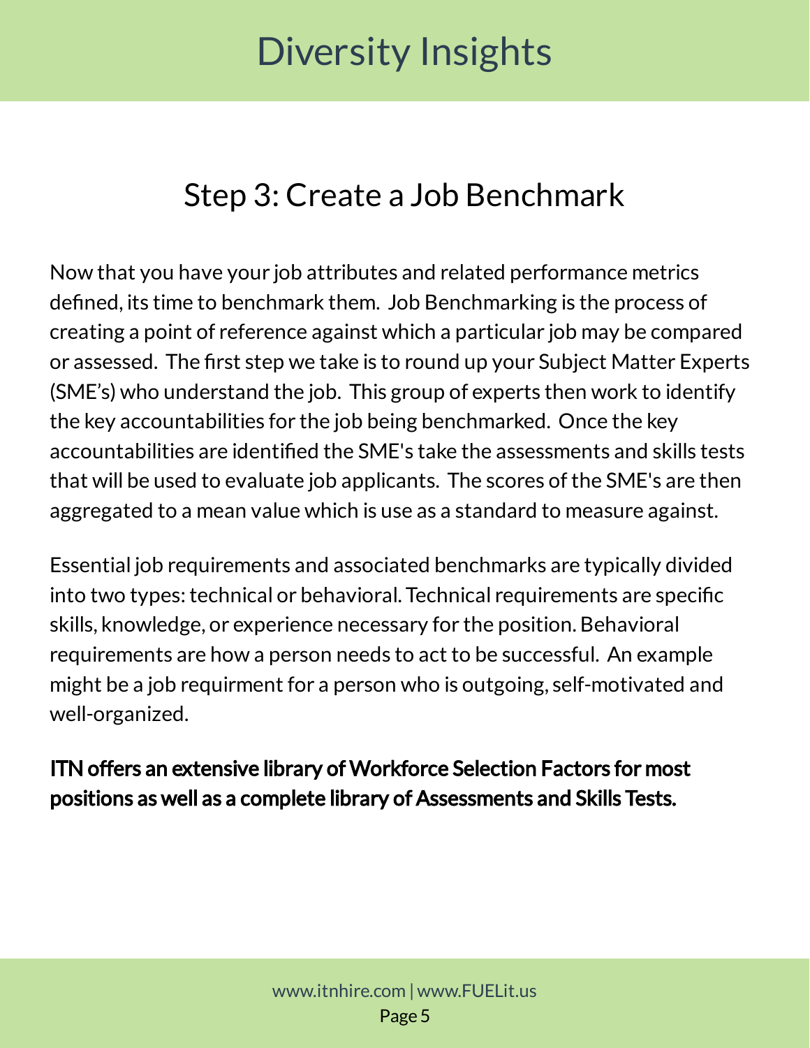## Step 3: Create a Job Benchmark

Now that you have your job attributes and related performance metrics defined, its time to benchmark them. Job Benchmarking is the process of creating a point of reference against which a particular job may be compared or assessed. The first step we take is to round up your Subject Matter Experts (SME's) who understand the job. This group of experts then work to identify the key accountabilities for the job being benchmarked. Once the key accountabilities are identified the SME's take the assessments and skills tests that will be used to evaluate job applicants. The scores of the SME's are then aggregated to a mean value which is use as a standard to measure against.

Essential job requirements and associated benchmarks are typically divided into two types: technical or behavioral. Technical requirements are specific skills, knowledge, or experience necessary for the position. Behavioral requirements are how a person needs to act to be successful. An example might be a job requirment for a person who is outgoing, self-motivated and well-organized.

**ITN offers an extensive library of Workforce Selection Factors for most positions as well as a complete library of Assessments and Skills Tests.**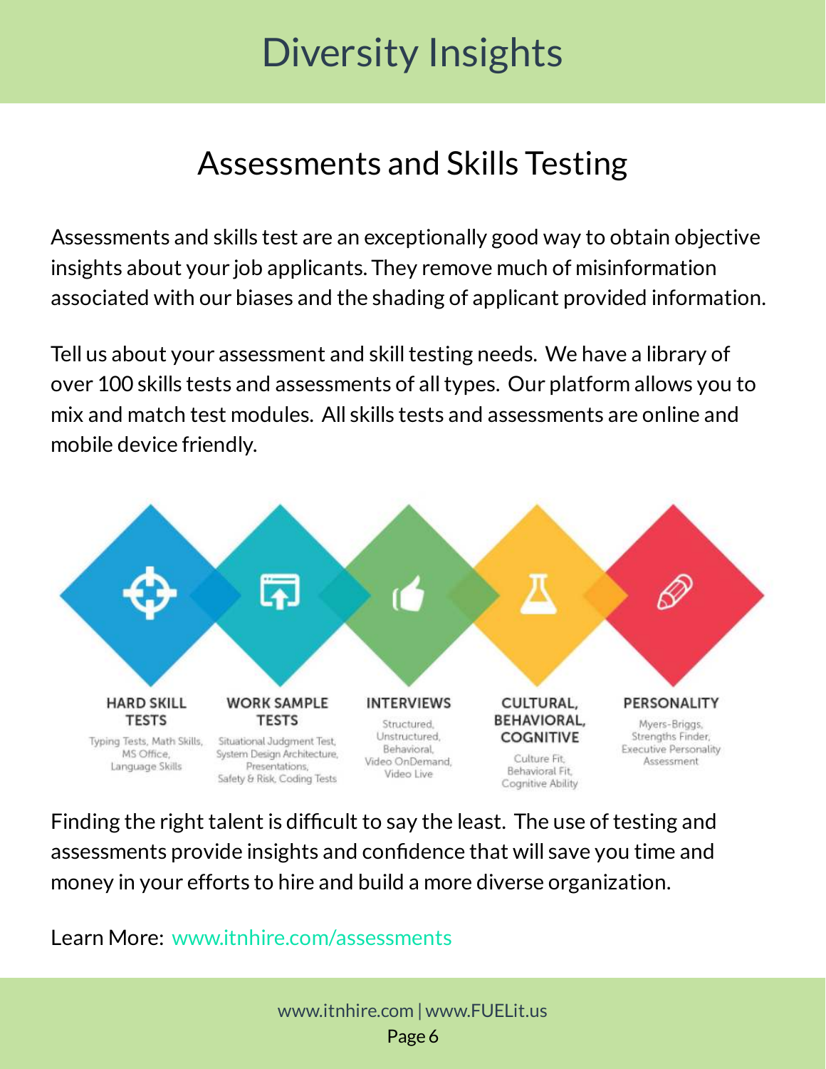# Diversity Insights

## Assessments and Skills Testing

Assessments and skills test are an exceptionally good way to obtain objective insights about your job applicants. They remove much of misinformation associated with our biases and the shading of applicant provided information.

Tell us about your assessment and skill testing needs. We have a library of over 100 skills tests and assessments of all types. Our platform allows you to mix and match test modules. All skills tests and assessments are online and mobile device friendly.

**HARD SKILL TESTS**
Typing Tests, Math Skills, MS Office, Language Skills

**WORK SAMPLE TESTS**
Situational Judgment Test, System Design Architecture, Presentations, Safety & Risk, Coding Tests

**INTERVIEWS**
Structured, Unstructured, Behavioral, Video OnDemand, Video Live

**CULTURAL, BEHAVIORAL, COGNITIVE**
Culture Fit, Behavioral Fit, Cognitive Ability

**PERSONALITY**
Myers-Briggs, Strengths Finder, Executive Personality Assessment

Finding the right talent is difficult to say the least. The use of testing and assessments provide insights and confidence that will save you time and money in your efforts to hire and build a more diverse organization.

Learn More: www.itnhire.com/assessments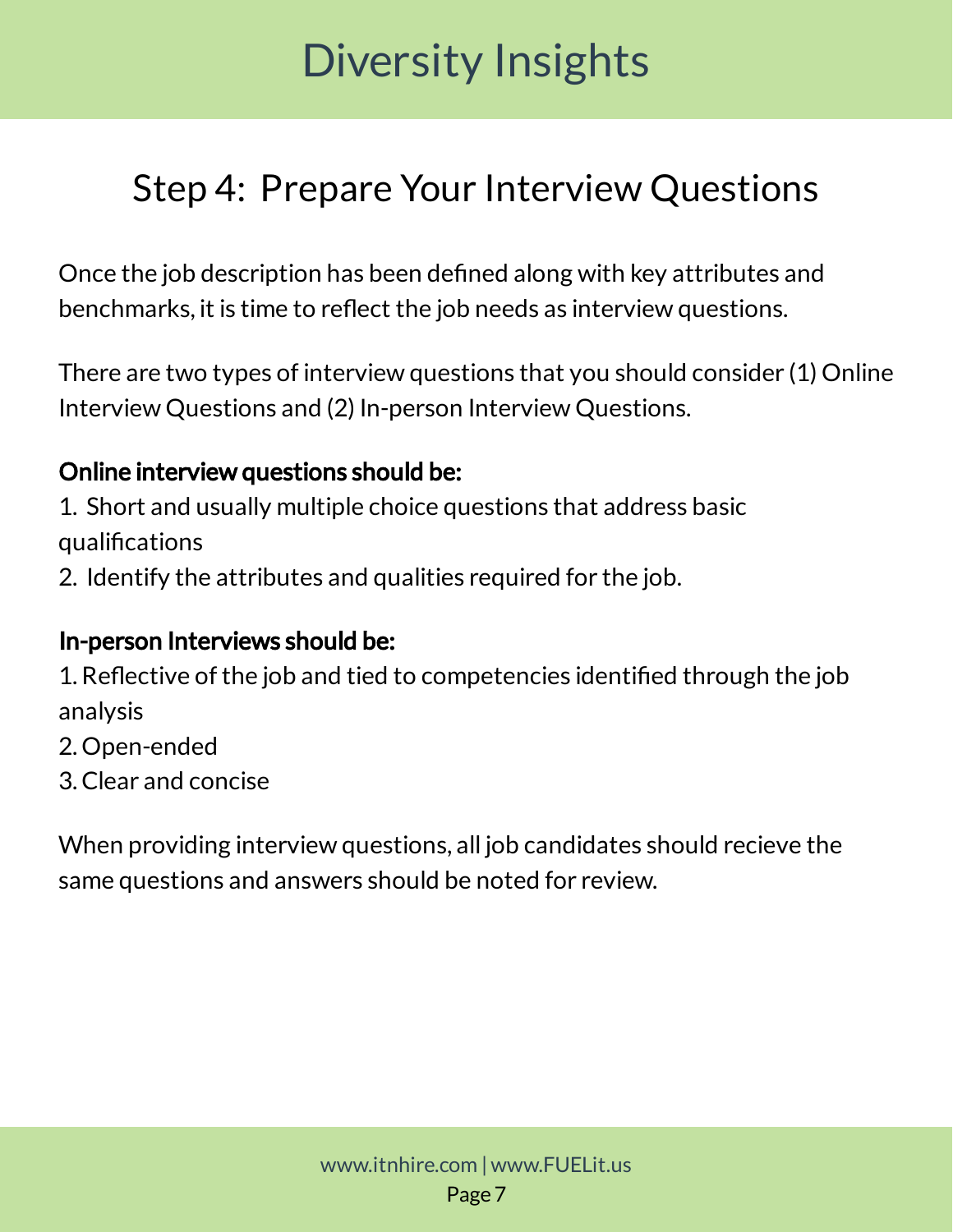# Diversity Insights

## Step 4: Prepare Your Interview Questions

Once the job description has been defined along with key attributes and benchmarks, it is time to reflect the job needs as interview questions.

There are two types of interview questions that you should consider (1) Online Interview Questions and (2) In-person Interview Questions.

**Online interview questions should be:**

1. Short and usually multiple choice questions that address basic qualifications
2. Identify the attributes and qualities required for the job.

**In-person Interviews should be:**

1. Reflective of the job and tied to competencies identified through the job analysis
2. Open-ended
3. Clear and concise

When providing interview questions, all job candidates should recieve the same questions and answers should be noted for review.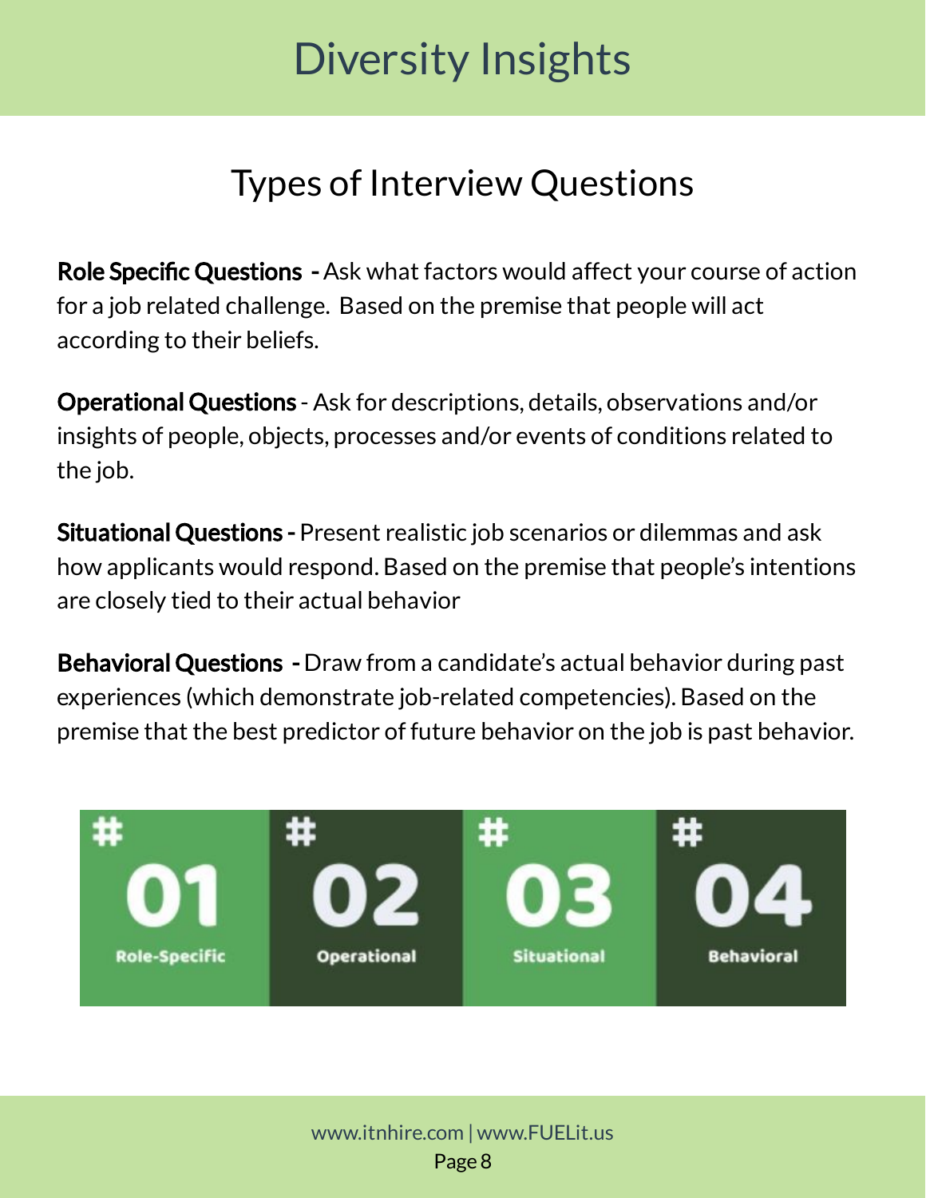# Diversity Insights

## Types of Interview Questions

**Role Specific Questions -** Ask what factors would affect your course of action for a job related challenge. Based on the premise that people will act according to their beliefs.

**Operational Questions** - Ask for descriptions, details, observations and/or insights of people, objects, processes and/or events of conditions related to the job.

**Situational Questions -** Present realistic job scenarios or dilemmas and ask how applicants would respond. Based on the premise that people's intentions are closely tied to their actual behavior

**Behavioral Questions -** Draw from a candidate's actual behavior during past experiences (which demonstrate job-related competencies). Based on the premise that the best predictor of future behavior on the job is past behavior.

| #01 | #02 | #03 | #04 |
|---|---|---|---|
| Role-Specific | Operational | Situational | Behavioral |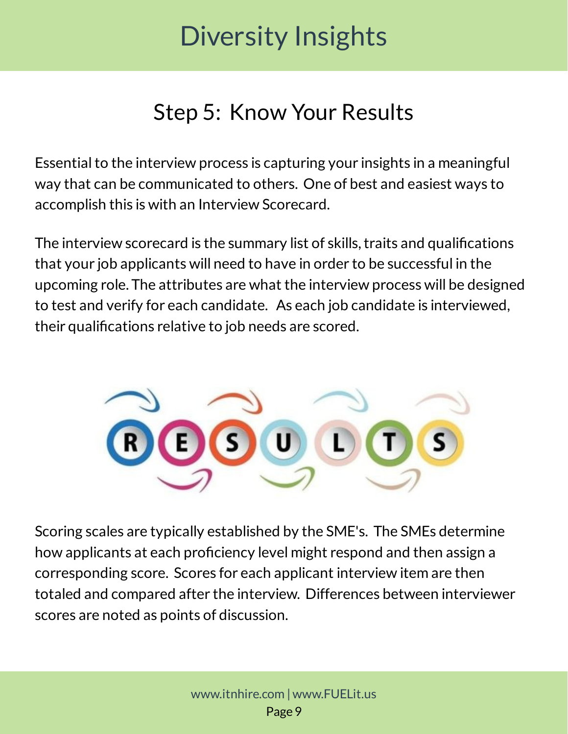# Diversity Insights

## Step 5: Know Your Results

Essential to the interview process is capturing your insights in a meaningful way that can be communicated to others. One of best and easiest ways to accomplish this is with an Interview Scorecard.

The interview scorecard is the summary list of skills, traits and qualifications that your job applicants will need to have in order to be successful in the upcoming role. The attributes are what the interview process will be designed to test and verify for each candidate. As each job candidate is interviewed, their qualifications relative to job needs are scored.

Scoring scales are typically established by the SME's. The SMEs determine how applicants at each proficiency level might respond and then assign a corresponding score. Scores for each applicant interview item are then totaled and compared after the interview. Differences between interviewer scores are noted as points of discussion.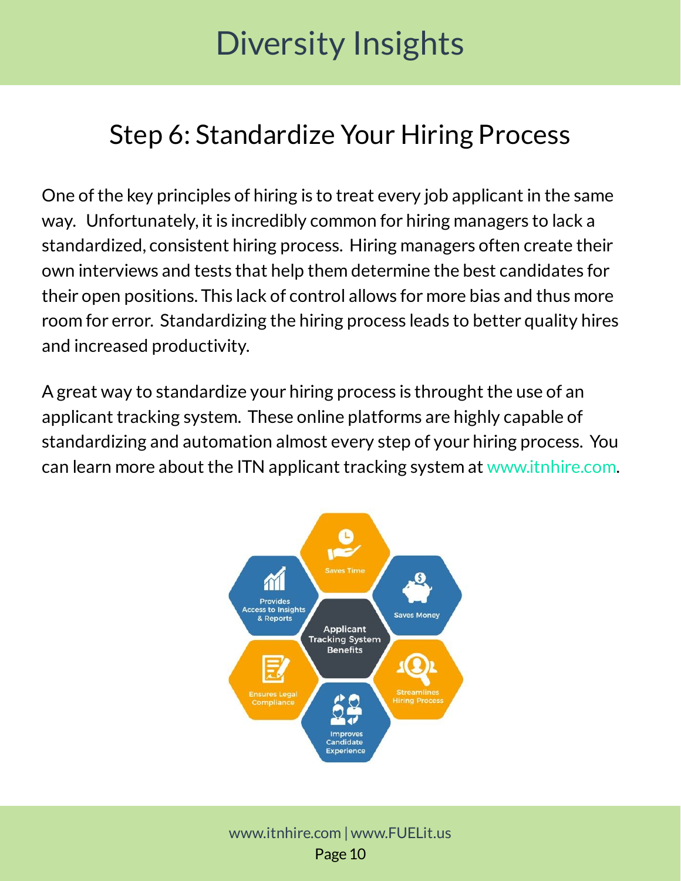# Diversity Insights

## Step 6: Standardize Your Hiring Process

One of the key principles of hiring is to treat every job applicant in the same way. Unfortunately, it is incredibly common for hiring managers to lack a standardized, consistent hiring process. Hiring managers often create their own interviews and tests that help them determine the best candidates for their open positions. This lack of control allows for more bias and thus more room for error. Standardizing the hiring process leads to better quality hires and increased productivity.

A great way to standardize your hiring process is throught the use of an applicant tracking system. These online platforms are highly capable of standardizing and automation almost every step of your hiring process. You can learn more about the ITN applicant tracking system at www.itnhire.com.

Applicant Tracking System Benefits

- Saves Time
- Saves Money
- Streamlines Hiring Process
- Improves Candidate Experience
- Ensures Legal Compliance
- Provides Access to Insights & Reports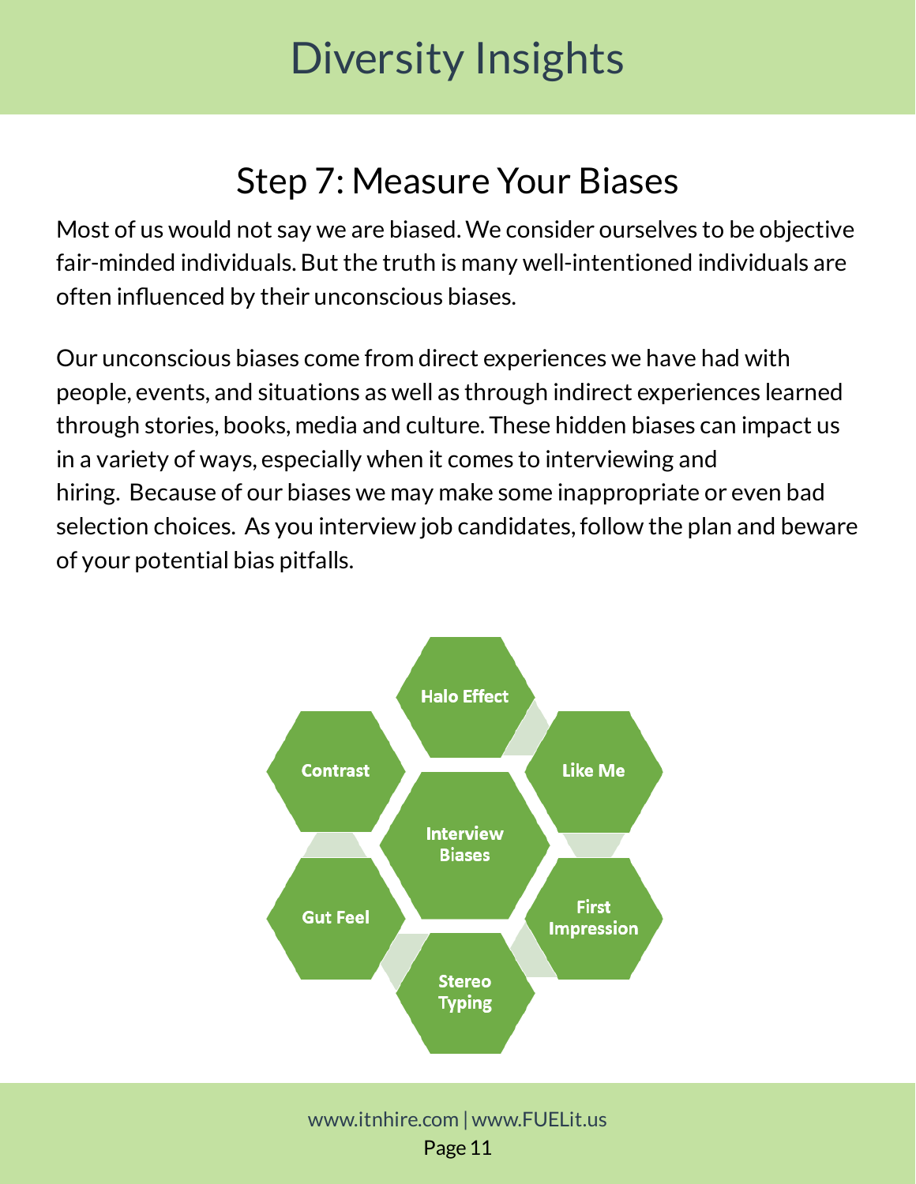## Step 7: Measure Your Biases

Most of us would not say we are biased. We consider ourselves to be objective fair-minded individuals. But the truth is many well-intentioned individuals are often influenced by their unconscious biases.

Our unconscious biases come from direct experiences we have had with people, events, and situations as well as through indirect experiences learned through stories, books, media and culture. These hidden biases can impact us in a variety of ways, especially when it comes to interviewing and hiring. Because of our biases we may make some inappropriate or even bad selection choices. As you interview job candidates, follow the plan and beware of your potential bias pitfalls.

**Interview Biases**

- Halo Effect
- Like Me
- First Impression
- Stereo Typing
- Gut Feel
- Contrast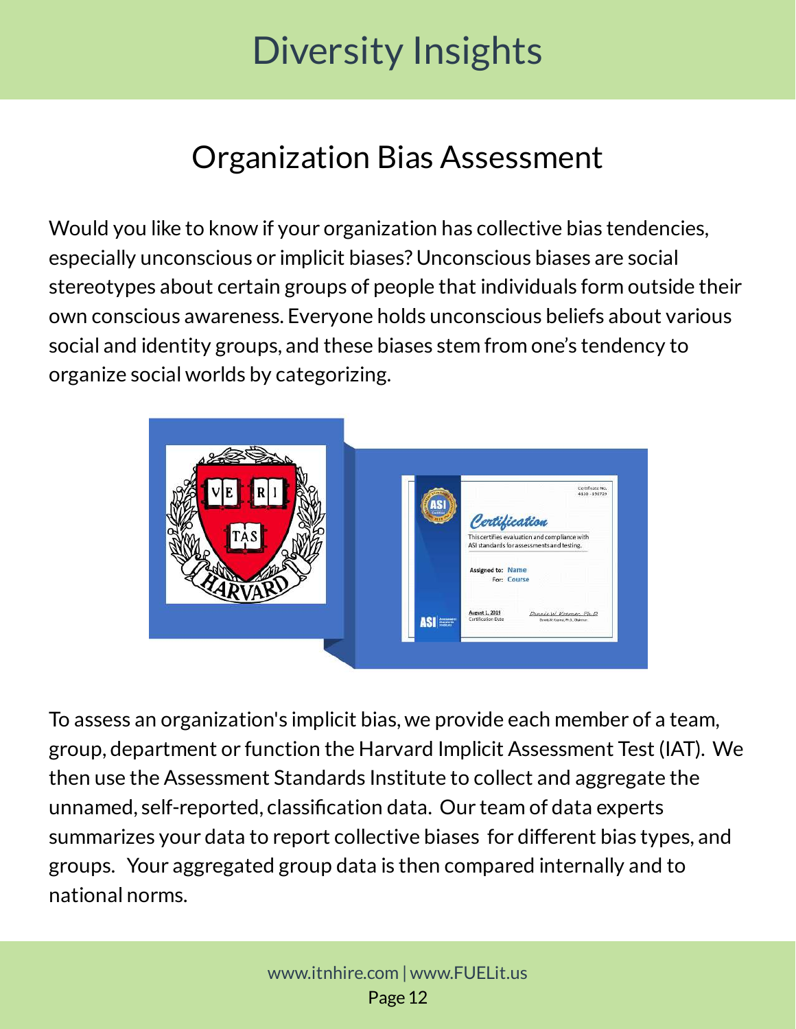# Diversity Insights

## Organization Bias Assessment

Would you like to know if your organization has collective bias tendencies, especially unconscious or implicit biases? Unconscious biases are social stereotypes about certain groups of people that individuals form outside their own conscious awareness. Everyone holds unconscious beliefs about various social and identity groups, and these biases stem from one's tendency to organize social worlds by categorizing.

To assess an organization's implicit bias, we provide each member of a team, group, department or function the Harvard Implicit Assessment Test (IAT). We then use the Assessment Standards Institute to collect and aggregate the unnamed, self-reported, classification data. Our team of data experts summarizes your data to report collective biases for different bias types, and groups. Your aggregated group data is then compared internally and to national norms.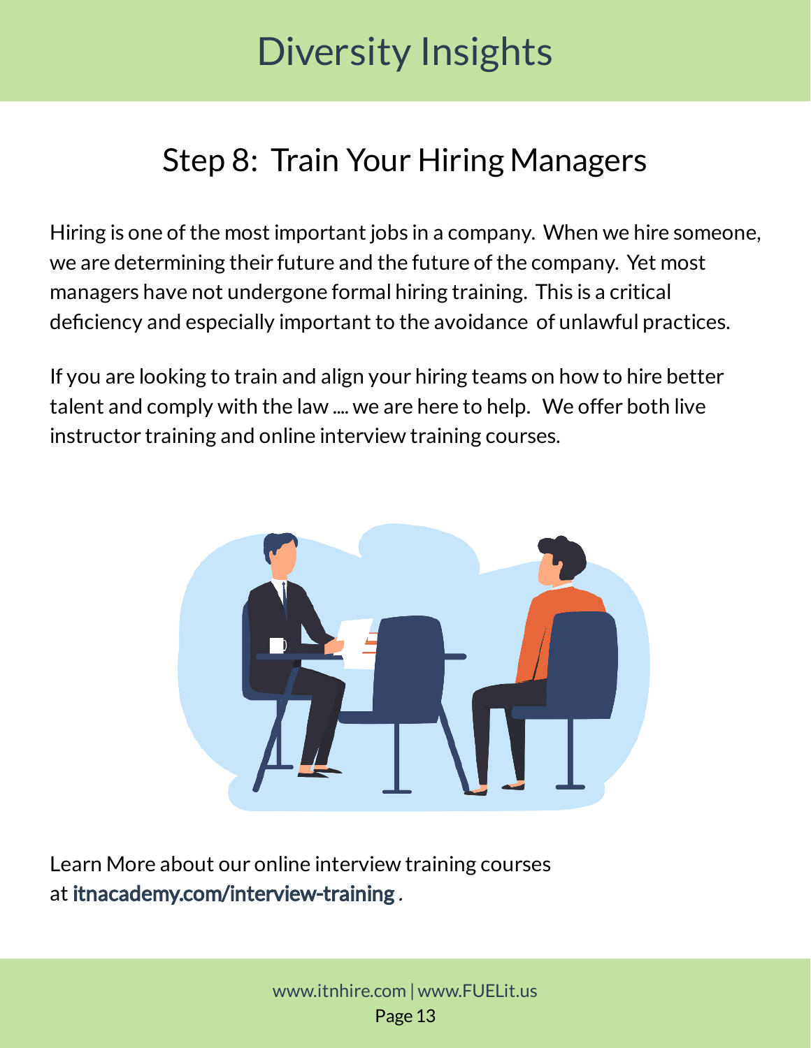# Diversity Insights

## Step 8: Train Your Hiring Managers

Hiring is one of the most important jobs in a company. When we hire someone, we are determining their future and the future of the company. Yet most managers have not undergone formal hiring training. This is a critical deficiency and especially important to the avoidance of unlawful practices.

If you are looking to train and align your hiring teams on how to hire better talent and comply with the law .... we are here to help. We offer both live instructor training and online interview training courses.

Learn More about our online interview training courses at **itnacademy.com/interview-training** .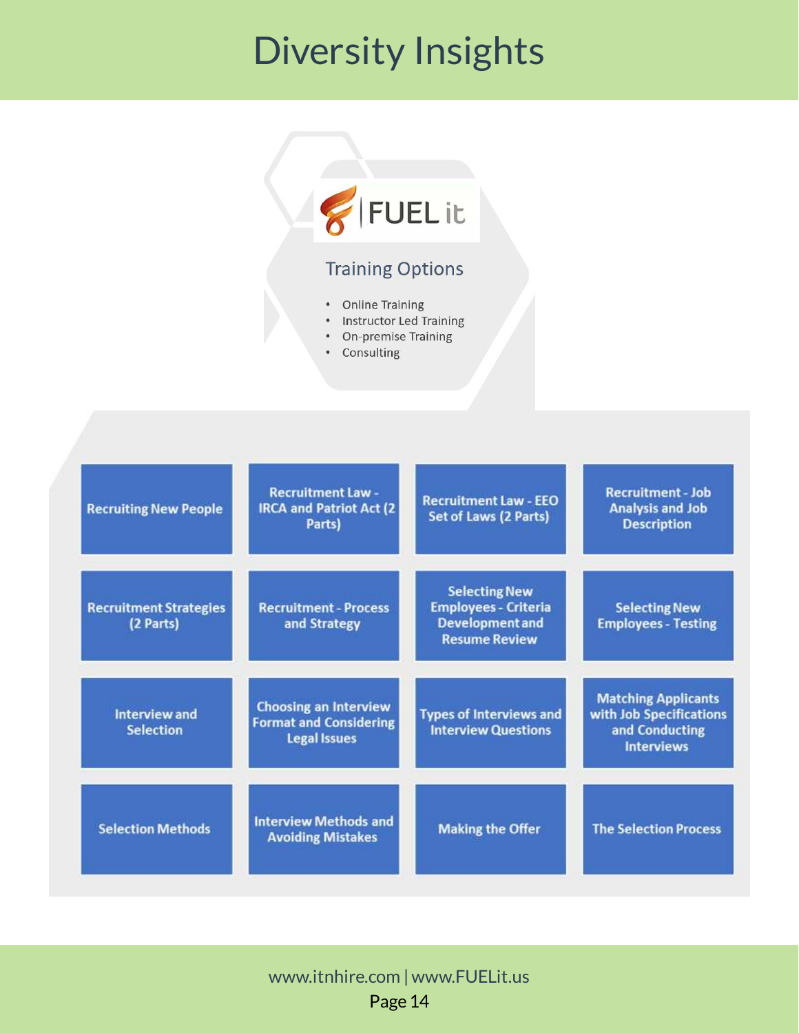# Diversity Insights

FUEL it

## Training Options

- Online Training
- Instructor Led Training
- On-premise Training
- Consulting

| | | | |
|---|---|---|---|
| Recruiting New People | Recruitment Law - IRCA and Patriot Act (2 Parts) | Recruitment Law - EEO Set of Laws (2 Parts) | Recruitment - Job Analysis and Job Description |
| Recruitment Strategies (2 Parts) | Recruitment - Process and Strategy | Selecting New Employees - Criteria Development and Resume Review | Selecting New Employees - Testing |
| Interview and Selection | Choosing an Interview Format and Considering Legal Issues | Types of Interviews and Interview Questions | Matching Applicants with Job Specifications and Conducting Interviews |
| Selection Methods | Interview Methods and Avoiding Mistakes | Making the Offer | The Selection Process |

www.itnhire.com | www.FUELit.us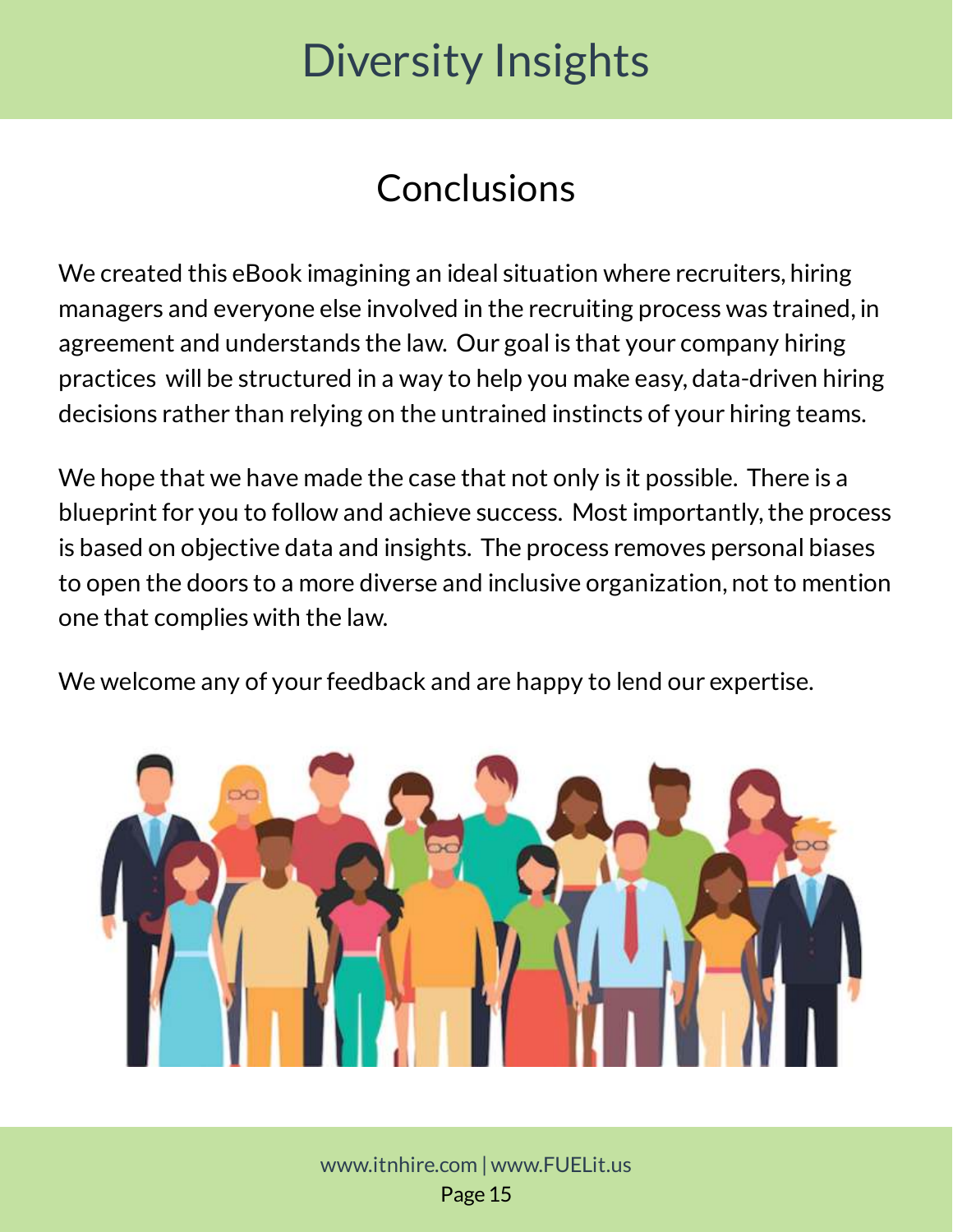# Diversity Insights

## Conclusions

We created this eBook imagining an ideal situation where recruiters, hiring managers and everyone else involved in the recruiting process was trained, in agreement and understands the law. Our goal is that your company hiring practices will be structured in a way to help you make easy, data-driven hiring decisions rather than relying on the untrained instincts of your hiring teams.

We hope that we have made the case that not only is it possible. There is a blueprint for you to follow and achieve success. Most importantly, the process is based on objective data and insights. The process removes personal biases to open the doors to a more diverse and inclusive organization, not to mention one that complies with the law.

We welcome any of your feedback and are happy to lend our expertise.

www.itnhire.com | www.FUELit.us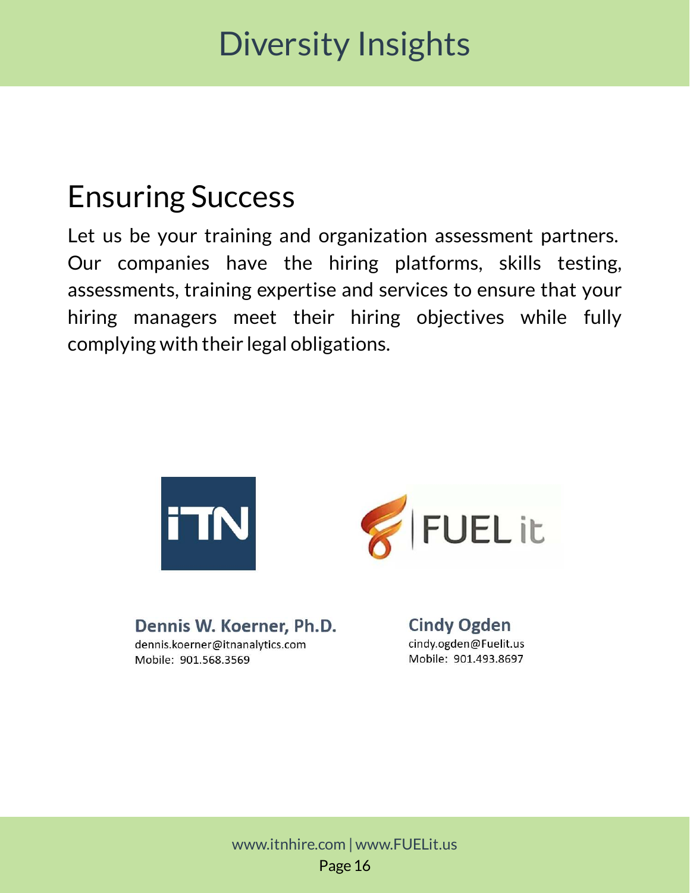# Ensuring Success

Let us be your training and organization assessment partners. Our companies have the hiring platforms, skills testing, assessments, training expertise and services to ensure that your hiring managers meet their hiring objectives while fully complying with their legal obligations.

**Dennis W. Koerner, Ph.D.**
dennis.koerner@itnanalytics.com
Mobile: 901.568.3569

**Cindy Ogden**
cindy.ogden@Fuelit.us
Mobile: 901.493.8697

www.itnhire.com | www.FUELit.us